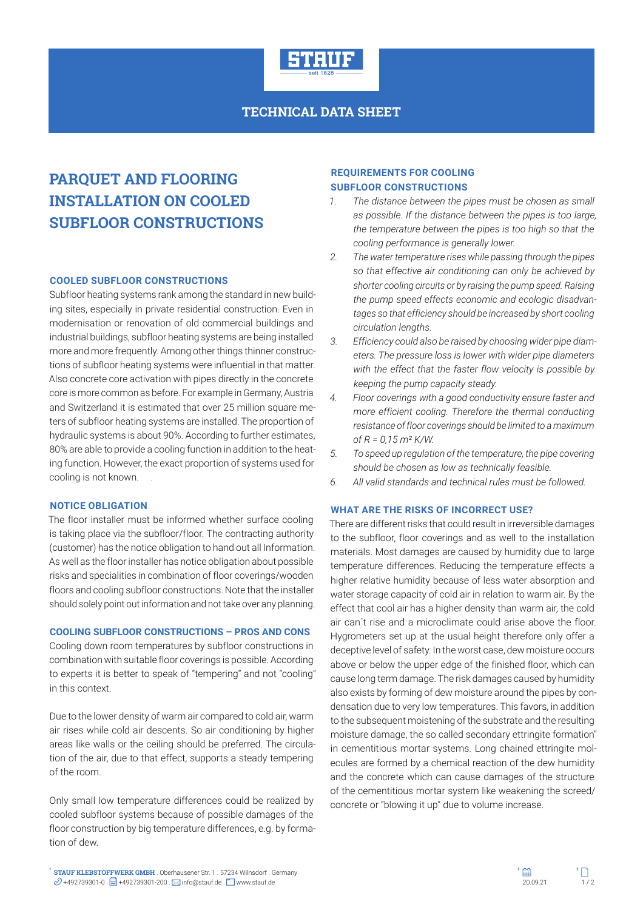TECHNICAL DATA SHEET

# PARQUET AND FLOORING INSTALLATION ON COOLED SUBFLOOR CONSTRUCTIONS

## COOLED SUBFLOOR CONSTRUCTIONS

Subfloor heating systems rank among the standard in new building sites, especially in private residential construction. Even in modernisation or renovation of old commercial buildings and industrial buildings, subfloor heating systems are being installed more and more frequently. Among other things thinner constructions of subfloor heating systems were influential in that matter. Also concrete core activation with pipes directly in the concrete core is more common as before. For example in Germany, Austria and Switzerland it is estimated that over 25 million square meters of subfloor heating systems are installed. The proportion of hydraulic systems is about 90%. According to further estimates, 80% are able to provide a cooling function in addition to the heating function. However, the exact proportion of systems used for cooling is not known.

## NOTICE OBLIGATION

The floor installer must be informed whether surface cooling is taking place via the subfloor/floor. The contracting authority (customer) has the notice obligation to hand out all Information. As well as the floor installer has notice obligation about possible risks and specialities in combination of floor coverings/wooden floors and cooling subfloor constructions. Note that the installer should solely point out information and not take over any planning.

## COOLING SUBFLOOR CONSTRUCTIONS – PROS AND CONS

Cooling down room temperatures by subfloor constructions in combination with suitable floor coverings is possible. According to experts it is better to speak of "tempering" and not "cooling" in this context.

Due to the lower density of warm air compared to cold air, warm air rises while cold air descents. So air conditioning by higher areas like walls or the ceiling should be preferred. The circulation of the air, due to that effect, supports a steady tempering of the room.

Only small low temperature differences could be realized by cooled subfloor systems because of possible damages of the floor construction by big temperature differences, e.g. by formation of dew.

## REQUIREMENTS FOR COOLING SUBFLOOR CONSTRUCTIONS

1. *The distance between the pipes must be chosen as small as possible. If the distance between the pipes is too large, the temperature between the pipes is too high so that the cooling performance is generally lower.*
2. *The water temperature rises while passing through the pipes so that effective air conditioning can only be achieved by shorter cooling circuits or by raising the pump speed. Raising the pump speed effects economic and ecologic disadvantages so that efficiency should be increased by short cooling circulation lengths.*
3. *Efficiency could also be raised by choosing wider pipe diameters. The pressure loss is lower with wider pipe diameters with the effect that the faster flow velocity is possible by keeping the pump capacity steady.*
4. *Floor coverings with a good conductivity ensure faster and more efficient cooling. Therefore the thermal conducting resistance of floor coverings should be limited to a maximum of R = 0,15 m² K/W.*
5. *To speed up regulation of the temperature, the pipe covering should be chosen as low as technically feasible.*
6. *All valid standards and technical rules must be followed.*

## WHAT ARE THE RISKS OF INCORRECT USE?

There are different risks that could result in irreversible damages to the subfloor, floor coverings and as well to the installation materials. Most damages are caused by humidity due to large temperature differences. Reducing the temperature effects a higher relative humidity because of less water absorption and water storage capacity of cold air in relation to warm air. By the effect that cool air has a higher density than warm air, the cold air can´t rise and a microclimate could arise above the floor. Hygrometers set up at the usual height therefore only offer a deceptive level of safety. In the worst case, dew moisture occurs above or below the upper edge of the finished floor, which can cause long term damage. The risk damages caused by humidity also exists by forming of dew moisture around the pipes by condensation due to very low temperatures. This favors, in addition to the subsequent moistening of the substrate and the resulting moisture damage, the so called secondary ettringite formation" in cementitious mortar systems. Long chained ettringite molecules are formed by a chemical reaction of the dew humidity and the concrete which can cause damages of the structure of the cementitious mortar system like weakening the screed/concrete or "blowing it up" due to volume increase.

STAUF KLEBSTOFFWERK GMBH . Oberhausener Str. 1 . 57234 Wilnsdorf . Germany
+492739301-0 . +492739301-200 . info@stauf.de . www.stauf.de
20.09.21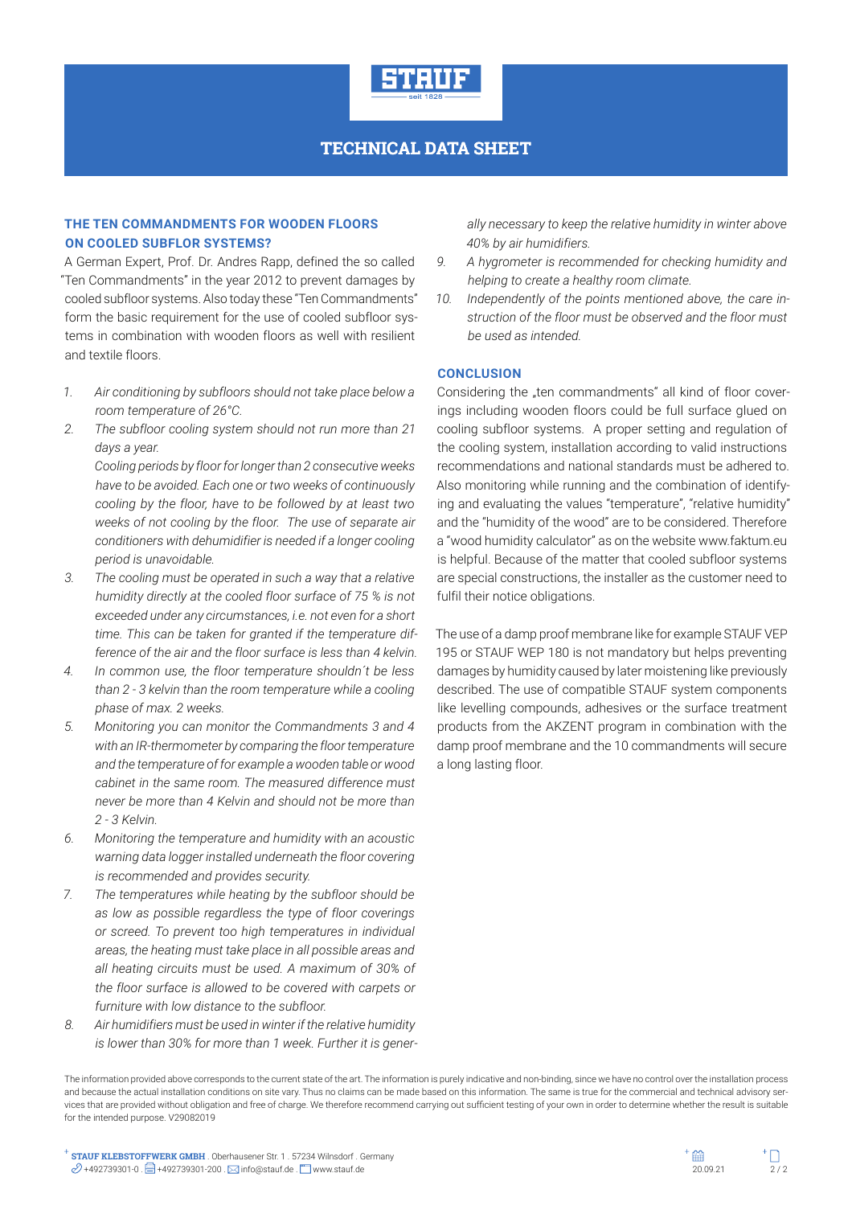# TECHNICAL DATA SHEET

## THE TEN COMMANDMENTS FOR WOODEN FLOORS ON COOLED SUBFLOR SYSTEMS?

A German Expert, Prof. Dr. Andres Rapp, defined the so called "Ten Commandments" in the year 2012 to prevent damages by cooled subfloor systems. Also today these "Ten Commandments" form the basic requirement for the use of cooled subfloor systems in combination with wooden floors as well with resilient and textile floors.

1. *Air conditioning by subfloors should not take place below a room temperature of 26°C.*
2. *The subfloor cooling system should not run more than 21 days a year.*

   *Cooling periods by floor for longer than 2 consecutive weeks have to be avoided. Each one or two weeks of continuously cooling by the floor, have to be followed by at least two weeks of not cooling by the floor. The use of separate air conditioners with dehumidifier is needed if a longer cooling period is unavoidable.*
3. *The cooling must be operated in such a way that a relative humidity directly at the cooled floor surface of 75 % is not exceeded under any circumstances, i.e. not even for a short time. This can be taken for granted if the temperature difference of the air and the floor surface is less than 4 kelvin.*
4. *In common use, the floor temperature shouldn´t be less than 2 - 3 kelvin than the room temperature while a cooling phase of max. 2 weeks.*
5. *Monitoring you can monitor the Commandments 3 and 4 with an IR-thermometer by comparing the floor temperature and the temperature of for example a wooden table or wood cabinet in the same room. The measured difference must never be more than 4 Kelvin and should not be more than 2 - 3 Kelvin.*
6. *Monitoring the temperature and humidity with an acoustic warning data logger installed underneath the floor covering is recommended and provides security.*
7. *The temperatures while heating by the subfloor should be as low as possible regardless the type of floor coverings or screed. To prevent too high temperatures in individual areas, the heating must take place in all possible areas and all heating circuits must be used. A maximum of 30% of the floor surface is allowed to be covered with carpets or furniture with low distance to the subfloor.*
8. *Air humidifiers must be used in winter if the relative humidity is lower than 30% for more than 1 week. Further it is generally necessary to keep the relative humidity in winter above 40% by air humidifiers.*
9. *A hygrometer is recommended for checking humidity and helping to create a healthy room climate.*
10. *Independently of the points mentioned above, the care instruction of the floor must be observed and the floor must be used as intended.*

## CONCLUSION

Considering the „ten commandments" all kind of floor coverings including wooden floors could be full surface glued on cooling subfloor systems. A proper setting and regulation of the cooling system, installation according to valid instructions recommendations and national standards must be adhered to. Also monitoring while running and the combination of identifying and evaluating the values "temperature", "relative humidity" and the "humidity of the wood" are to be considered. Therefore a "wood humidity calculator" as on the website www.faktum.eu is helpful. Because of the matter that cooled subfloor systems are special constructions, the installer as the customer need to fulfil their notice obligations.

The use of a damp proof membrane like for example STAUF VEP 195 or STAUF WEP 180 is not mandatory but helps preventing damages by humidity caused by later moistening like previously described. The use of compatible STAUF system components like levelling compounds, adhesives or the surface treatment products from the AKZENT program in combination with the damp proof membrane and the 10 commandments will secure a long lasting floor.

The information provided above corresponds to the current state of the art. The information is purely indicative and non-binding, since we have no control over the installation process and because the actual installation conditions on site vary. Thus no claims can be made based on this information. The same is true for the commercial and technical advisory services that are provided without obligation and free of charge. We therefore recommend carrying out sufficient testing of your own in order to determine whether the result is suitable for the intended purpose. V29082019

**STAUF KLEBSTOFFWERK GMBH** . Oberhausener Str. 1 . 57234 Wilnsdorf . Germany
+492739301-0 . +492739301-200 . info@stauf.de . www.stauf.de

20.09.21